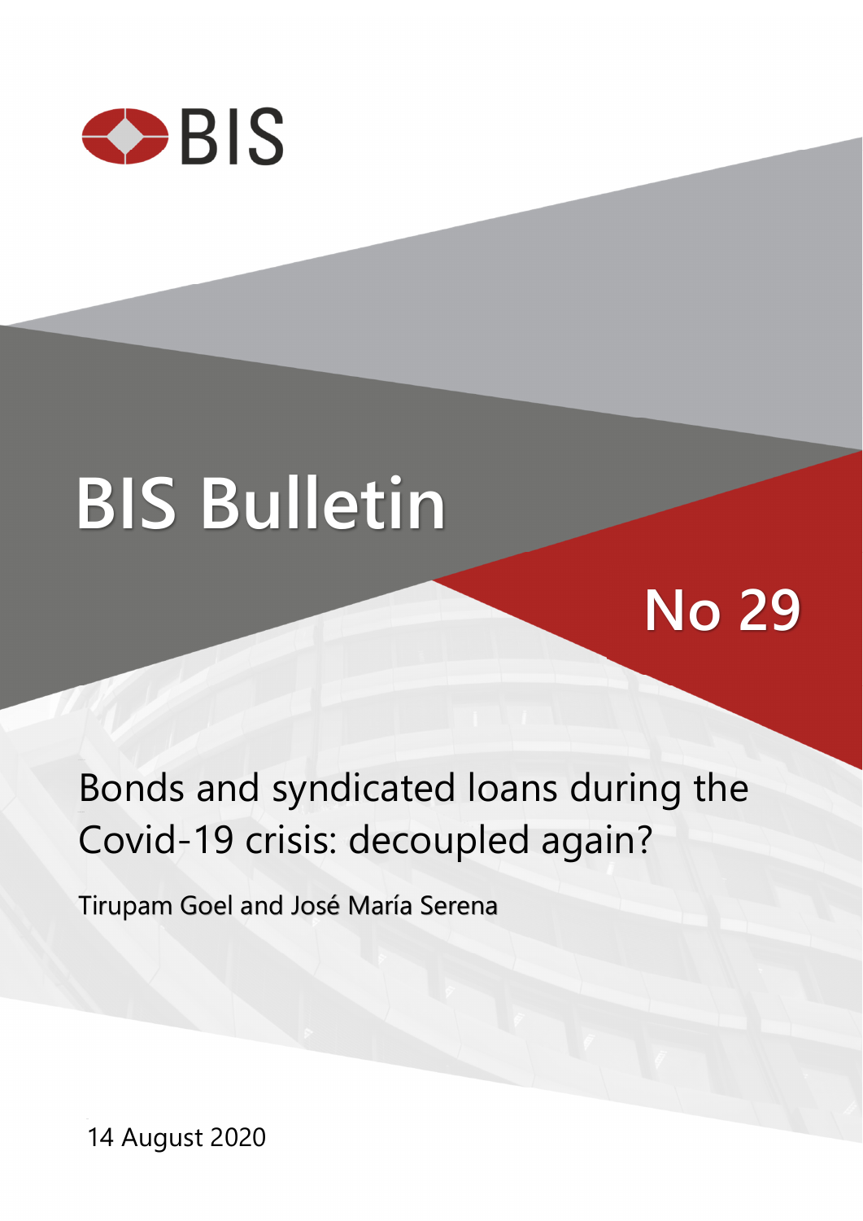BIS

# BIS Bulletin

No 29

## Bonds and syndicated loans during the Covid-19 crisis: decoupled again?

Tirupam Goel and José María Serena

14 August 2020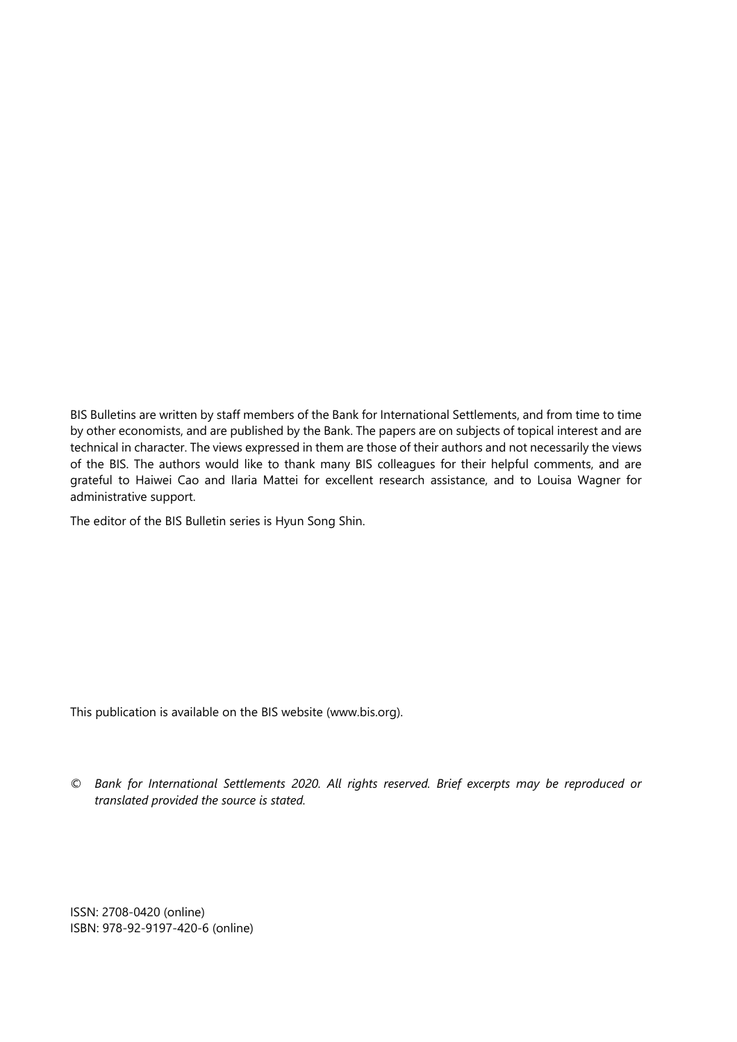BIS Bulletins are written by staff members of the Bank for International Settlements, and from time to time by other economists, and are published by the Bank. The papers are on subjects of topical interest and are technical in character. The views expressed in them are those of their authors and not necessarily the views of the BIS. The authors would like to thank many BIS colleagues for their helpful comments, and are grateful to Haiwei Cao and Ilaria Mattei for excellent research assistance, and to Louisa Wagner for administrative support.

The editor of the BIS Bulletin series is Hyun Song Shin.

This publication is available on the BIS website (www.bis.org).

© *Bank for International Settlements 2020. All rights reserved. Brief excerpts may be reproduced or translated provided the source is stated.*

ISSN: 2708-0420 (online)
ISBN: 978-92-9197-420-6 (online)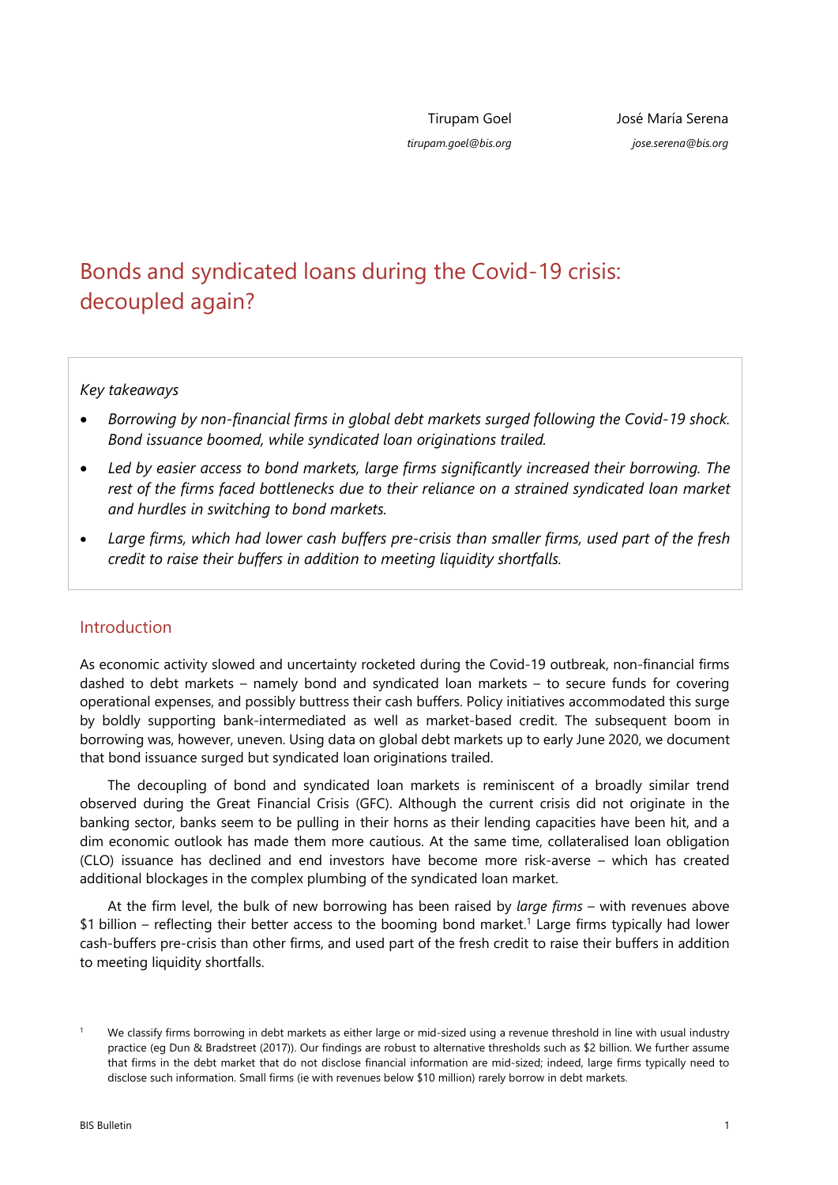Tirupam Goel

*tirupam.goel@bis.org*

José María Serena

*jose.serena@bis.org*

# Bonds and syndicated loans during the Covid-19 crisis: decoupled again?

*Key takeaways*

- *Borrowing by non-financial firms in global debt markets surged following the Covid-19 shock. Bond issuance boomed, while syndicated loan originations trailed.*
- *Led by easier access to bond markets, large firms significantly increased their borrowing. The rest of the firms faced bottlenecks due to their reliance on a strained syndicated loan market and hurdles in switching to bond markets.*
- *Large firms, which had lower cash buffers pre-crisis than smaller firms, used part of the fresh credit to raise their buffers in addition to meeting liquidity shortfalls.*

## Introduction

As economic activity slowed and uncertainty rocketed during the Covid-19 outbreak, non-financial firms dashed to debt markets – namely bond and syndicated loan markets – to secure funds for covering operational expenses, and possibly buttress their cash buffers. Policy initiatives accommodated this surge by boldly supporting bank-intermediated as well as market-based credit. The subsequent boom in borrowing was, however, uneven. Using data on global debt markets up to early June 2020, we document that bond issuance surged but syndicated loan originations trailed.

The decoupling of bond and syndicated loan markets is reminiscent of a broadly similar trend observed during the Great Financial Crisis (GFC). Although the current crisis did not originate in the banking sector, banks seem to be pulling in their horns as their lending capacities have been hit, and a dim economic outlook has made them more cautious. At the same time, collateralised loan obligation (CLO) issuance has declined and end investors have become more risk-averse – which has created additional blockages in the complex plumbing of the syndicated loan market.

At the firm level, the bulk of new borrowing has been raised by *large firms* – with revenues above \$1 billion – reflecting their better access to the booming bond market.[1] Large firms typically had lower cash-buffers pre-crisis than other firms, and used part of the fresh credit to raise their buffers in addition to meeting liquidity shortfalls.

[1] We classify firms borrowing in debt markets as either large or mid-sized using a revenue threshold in line with usual industry practice (eg Dun & Bradstreet (2017)). Our findings are robust to alternative thresholds such as \$2 billion. We further assume that firms in the debt market that do not disclose financial information are mid-sized; indeed, large firms typically need to disclose such information. Small firms (ie with revenues below \$10 million) rarely borrow in debt markets.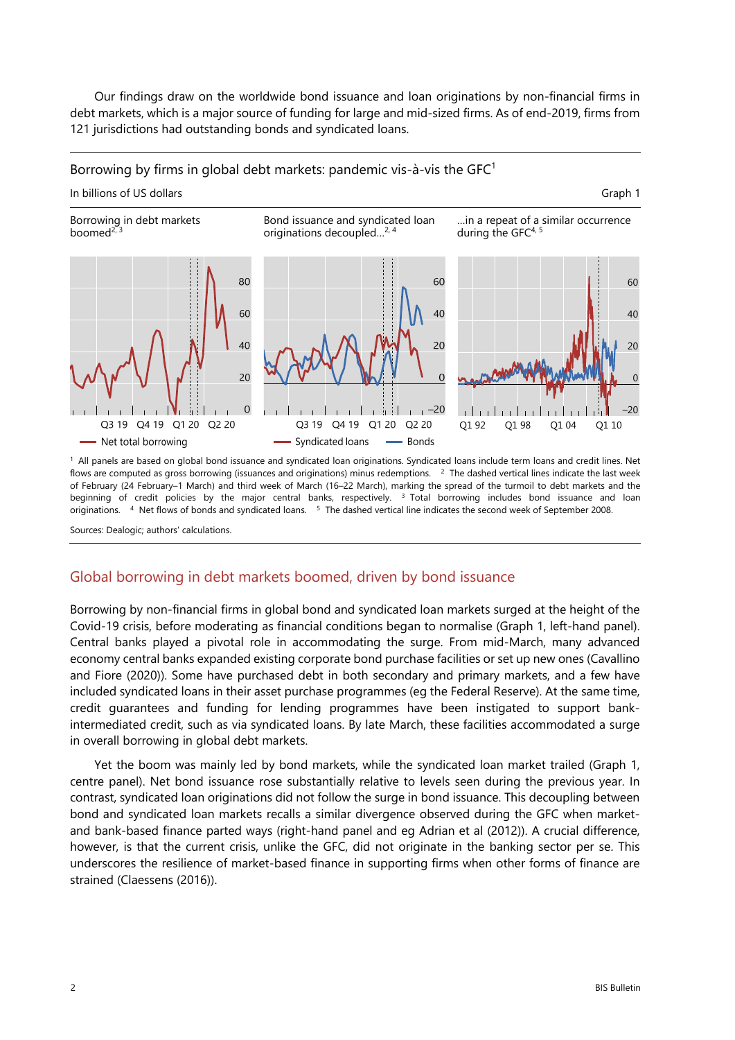Our findings draw on the worldwide bond issuance and loan originations by non-financial firms in debt markets, which is a major source of funding for large and mid-sized firms. As of end-2019, firms from 121 jurisdictions had outstanding bonds and syndicated loans.

Borrowing by firms in global debt markets: pandemic vis-à-vis the GFC[1]

In billions of US dollars

Graph 1

Borrowing in debt markets boomed[2, 3]

Bond issuance and syndicated loan originations decoupled…[2, 4]

…in a repeat of a similar occurrence during the GFC[4, 5]

[1] All panels are based on global bond issuance and syndicated loan originations. Syndicated loans include term loans and credit lines. Net flows are computed as gross borrowing (issuances and originations) minus redemptions. [2] The dashed vertical lines indicate the last week of February (24 February–1 March) and third week of March (16–22 March), marking the spread of the turmoil to debt markets and the beginning of credit policies by the major central banks, respectively. [3] Total borrowing includes bond issuance and loan originations. [4] Net flows of bonds and syndicated loans. [5] The dashed vertical line indicates the second week of September 2008.

Sources: Dealogic; authors' calculations.

## Global borrowing in debt markets boomed, driven by bond issuance

Borrowing by non-financial firms in global bond and syndicated loan markets surged at the height of the Covid-19 crisis, before moderating as financial conditions began to normalise (Graph 1, left-hand panel). Central banks played a pivotal role in accommodating the surge. From mid-March, many advanced economy central banks expanded existing corporate bond purchase facilities or set up new ones (Cavallino and Fiore (2020)). Some have purchased debt in both secondary and primary markets, and a few have included syndicated loans in their asset purchase programmes (eg the Federal Reserve). At the same time, credit guarantees and funding for lending programmes have been instigated to support bank-intermediated credit, such as via syndicated loans. By late March, these facilities accommodated a surge in overall borrowing in global debt markets.

Yet the boom was mainly led by bond markets, while the syndicated loan market trailed (Graph 1, centre panel). Net bond issuance rose substantially relative to levels seen during the previous year. In contrast, syndicated loan originations did not follow the surge in bond issuance. This decoupling between bond and syndicated loan markets recalls a similar divergence observed during the GFC when market- and bank-based finance parted ways (right-hand panel and eg Adrian et al (2012)). A crucial difference, however, is that the current crisis, unlike the GFC, did not originate in the banking sector per se. This underscores the resilience of market-based finance in supporting firms when other forms of finance are strained (Claessens (2016)).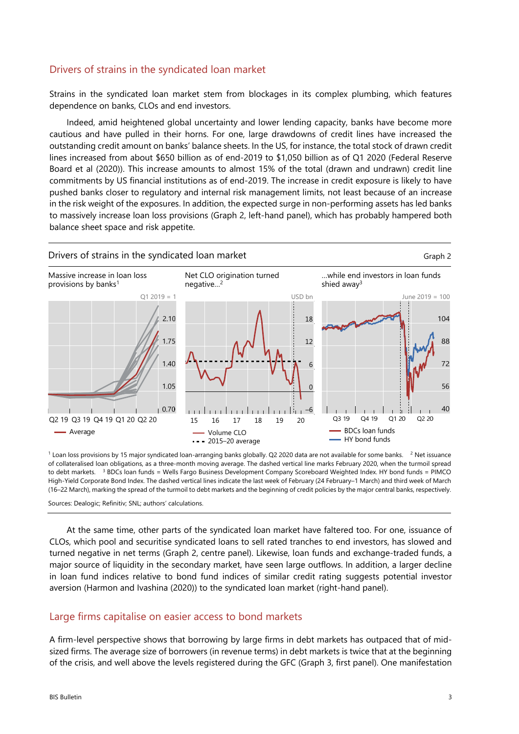## Drivers of strains in the syndicated loan market

Strains in the syndicated loan market stem from blockages in its complex plumbing, which features dependence on banks, CLOs and end investors.

Indeed, amid heightened global uncertainty and lower lending capacity, banks have become more cautious and have pulled in their horns. For one, large drawdowns of credit lines have increased the outstanding credit amount on banks' balance sheets. In the US, for instance, the total stock of drawn credit lines increased from about \$650 billion as of end-2019 to \$1,050 billion as of Q1 2020 (Federal Reserve Board et al (2020)). This increase amounts to almost 15% of the total (drawn and undrawn) credit line commitments by US financial institutions as of end-2019. The increase in credit exposure is likely to have pushed banks closer to regulatory and internal risk management limits, not least because of an increase in the risk weight of the exposures. In addition, the expected surge in non-performing assets has led banks to massively increase loan loss provisions (Graph 2, left-hand panel), which has probably hampered both balance sheet space and risk appetite.

Drivers of strains in the syndicated loan market

Graph 2

Massive increase in loan loss provisions by banks[1] — Q1 2019 = 1

Net CLO origination turned negative...[2] — USD bn

...while end investors in loan funds shied away[3] — June 2019 = 100

[1] Loan loss provisions by 15 major syndicated loan-arranging banks globally. Q2 2020 data are not available for some banks. [2] Net issuance of collateralised loan obligations, as a three-month moving average. The dashed vertical line marks February 2020, when the turmoil spread to debt markets. [3] BDCs loan funds = Wells Fargo Business Development Company Scoreboard Weighted Index. HY bond funds = PIMCO High-Yield Corporate Bond Index. The dashed vertical lines indicate the last week of February (24 February–1 March) and third week of March (16–22 March), marking the spread of the turmoil to debt markets and the beginning of credit policies by the major central banks, respectively.

Sources: Dealogic; Refinitiv; SNL; authors' calculations.

At the same time, other parts of the syndicated loan market have faltered too. For one, issuance of CLOs, which pool and securitise syndicated loans to sell rated tranches to end investors, has slowed and turned negative in net terms (Graph 2, centre panel). Likewise, loan funds and exchange-traded funds, a major source of liquidity in the secondary market, have seen large outflows. In addition, a larger decline in loan fund indices relative to bond fund indices of similar credit rating suggests potential investor aversion (Harmon and Ivashina (2020)) to the syndicated loan market (right-hand panel).

## Large firms capitalise on easier access to bond markets

A firm-level perspective shows that borrowing by large firms in debt markets has outpaced that of mid-sized firms. The average size of borrowers (in revenue terms) in debt markets is twice that at the beginning of the crisis, and well above the levels registered during the GFC (Graph 3, first panel). One manifestation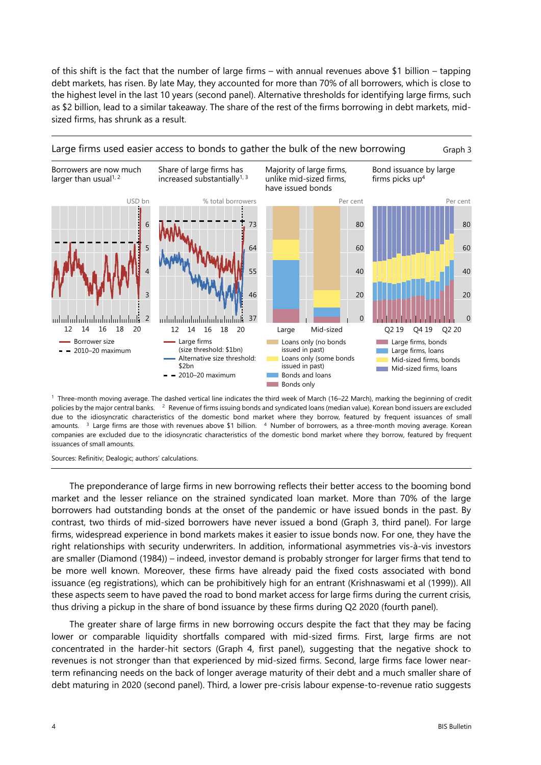of this shift is the fact that the number of large firms – with annual revenues above $1 billion – tapping debt markets, has risen. By late May, they accounted for more than 70% of all borrowers, which is close to the highest level in the last 10 years (second panel). Alternative thresholds for identifying large firms, such as $2 billion, lead to a similar takeaway. The share of the rest of the firms borrowing in debt markets, mid-sized firms, has shrunk as a result.

Large firms used easier access to bonds to gather the bulk of the new borrowing — Graph 3

Borrowers are now much larger than usual[1, 2]

Share of large firms has increased substantially[1, 3]

Majority of large firms, unlike mid-sized firms, have issued bonds

Bond issuance by large firms picks up[4]

[1] Three-month moving average. The dashed vertical line indicates the third week of March (16–22 March), marking the beginning of credit policies by the major central banks. [2] Revenue of firms issuing bonds and syndicated loans (median value). Korean bond issuers are excluded due to the idiosyncratic characteristics of the domestic bond market where they borrow, featured by frequent issuances of small amounts. [3] Large firms are those with revenues above $1 billion. [4] Number of borrowers, as a three-month moving average. Korean companies are excluded due to the idiosyncratic characteristics of the domestic bond market where they borrow, featured by frequent issuances of small amounts.

Sources: Refinitiv; Dealogic; authors' calculations.

The preponderance of large firms in new borrowing reflects their better access to the booming bond market and the lesser reliance on the strained syndicated loan market. More than 70% of the large borrowers had outstanding bonds at the onset of the pandemic or have issued bonds in the past. By contrast, two thirds of mid-sized borrowers have never issued a bond (Graph 3, third panel). For large firms, widespread experience in bond markets makes it easier to issue bonds now. For one, they have the right relationships with security underwriters. In addition, informational asymmetries vis-à-vis investors are smaller (Diamond (1984)) – indeed, investor demand is probably stronger for larger firms that tend to be more well known. Moreover, these firms have already paid the fixed costs associated with bond issuance (eg registrations), which can be prohibitively high for an entrant (Krishnaswami et al (1999)). All these aspects seem to have paved the road to bond market access for large firms during the current crisis, thus driving a pickup in the share of bond issuance by these firms during Q2 2020 (fourth panel).

The greater share of large firms in new borrowing occurs despite the fact that they may be facing lower or comparable liquidity shortfalls compared with mid-sized firms. First, large firms are not concentrated in the harder-hit sectors (Graph 4, first panel), suggesting that the negative shock to revenues is not stronger than that experienced by mid-sized firms. Second, large firms face lower near-term refinancing needs on the back of longer average maturity of their debt and a much smaller share of debt maturing in 2020 (second panel). Third, a lower pre-crisis labour expense-to-revenue ratio suggests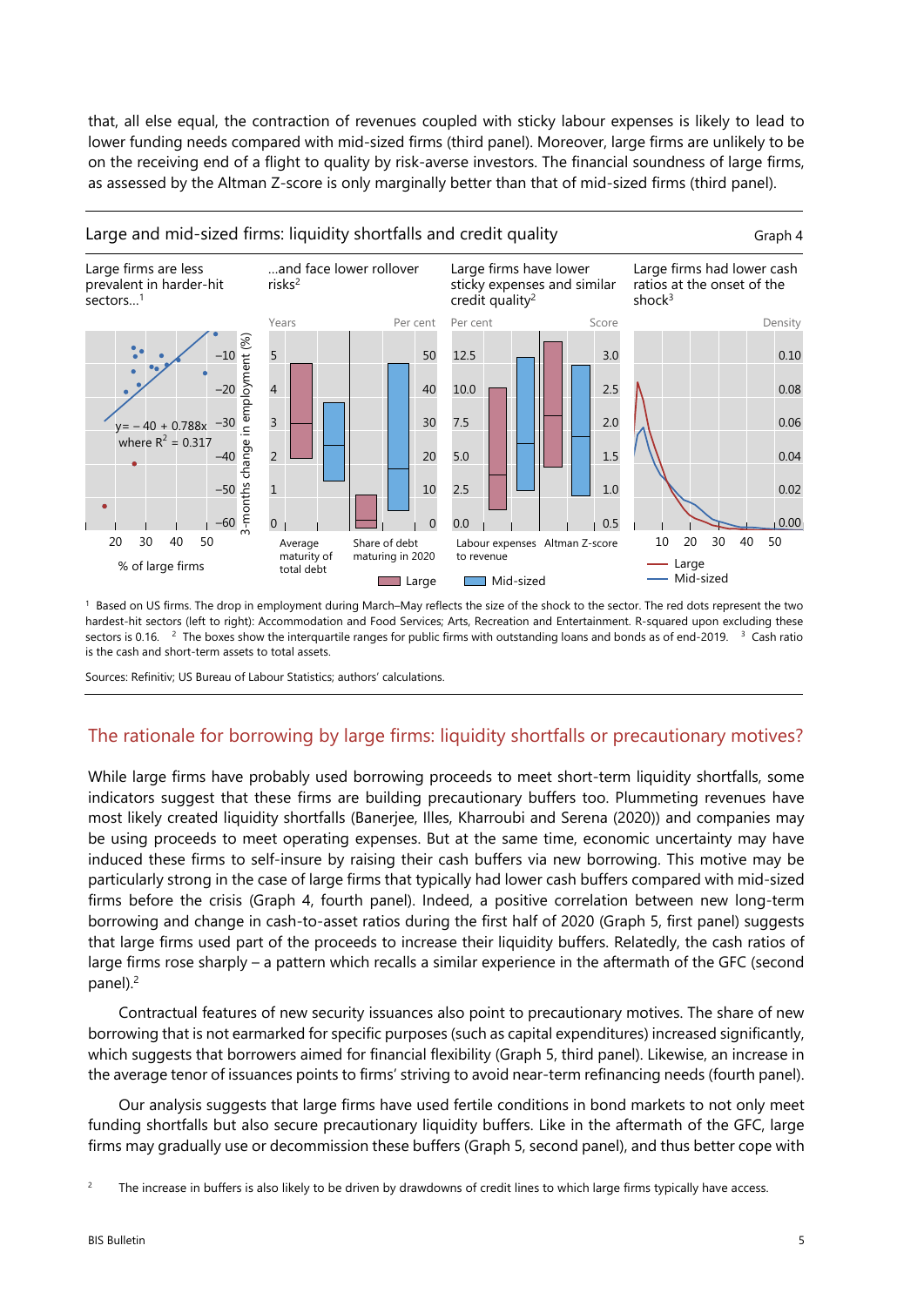that, all else equal, the contraction of revenues coupled with sticky labour expenses is likely to lead to lower funding needs compared with mid-sized firms (third panel). Moreover, large firms are unlikely to be on the receiving end of a flight to quality by risk-averse investors. The financial soundness of large firms, as assessed by the Altman Z-score is only marginally better than that of mid-sized firms (third panel).

**Large and mid-sized firms: liquidity shortfalls and credit quality** — Graph 4

Large firms are less prevalent in harder-hit sectors…[1] | …and face lower rollover risks[2] | Large firms have lower sticky expenses and similar credit quality[2] | Large firms had lower cash ratios at the onset of the shock[3]

[1] Based on US firms. The drop in employment during March–May reflects the size of the shock to the sector. The red dots represent the two hardest-hit sectors (left to right): Accommodation and Food Services; Arts, Recreation and Entertainment. R-squared upon excluding these sectors is 0.16. [2] The boxes show the interquartile ranges for public firms with outstanding loans and bonds as of end-2019. [3] Cash ratio is the cash and short-term assets to total assets.

Sources: Refinitiv; US Bureau of Labour Statistics; authors' calculations.

## The rationale for borrowing by large firms: liquidity shortfalls or precautionary motives?

While large firms have probably used borrowing proceeds to meet short-term liquidity shortfalls, some indicators suggest that these firms are building precautionary buffers too. Plummeting revenues have most likely created liquidity shortfalls (Banerjee, Illes, Kharroubi and Serena (2020)) and companies may be using proceeds to meet operating expenses. But at the same time, economic uncertainty may have induced these firms to self-insure by raising their cash buffers via new borrowing. This motive may be particularly strong in the case of large firms that typically had lower cash buffers compared with mid-sized firms before the crisis (Graph 4, fourth panel). Indeed, a positive correlation between new long-term borrowing and change in cash-to-asset ratios during the first half of 2020 (Graph 5, first panel) suggests that large firms used part of the proceeds to increase their liquidity buffers. Relatedly, the cash ratios of large firms rose sharply – a pattern which recalls a similar experience in the aftermath of the GFC (second panel).[2]

Contractual features of new security issuances also point to precautionary motives. The share of new borrowing that is not earmarked for specific purposes (such as capital expenditures) increased significantly, which suggests that borrowers aimed for financial flexibility (Graph 5, third panel). Likewise, an increase in the average tenor of issuances points to firms' striving to avoid near-term refinancing needs (fourth panel).

Our analysis suggests that large firms have used fertile conditions in bond markets to not only meet funding shortfalls but also secure precautionary liquidity buffers. Like in the aftermath of the GFC, large firms may gradually use or decommission these buffers (Graph 5, second panel), and thus better cope with

[2] The increase in buffers is also likely to be driven by drawdowns of credit lines to which large firms typically have access.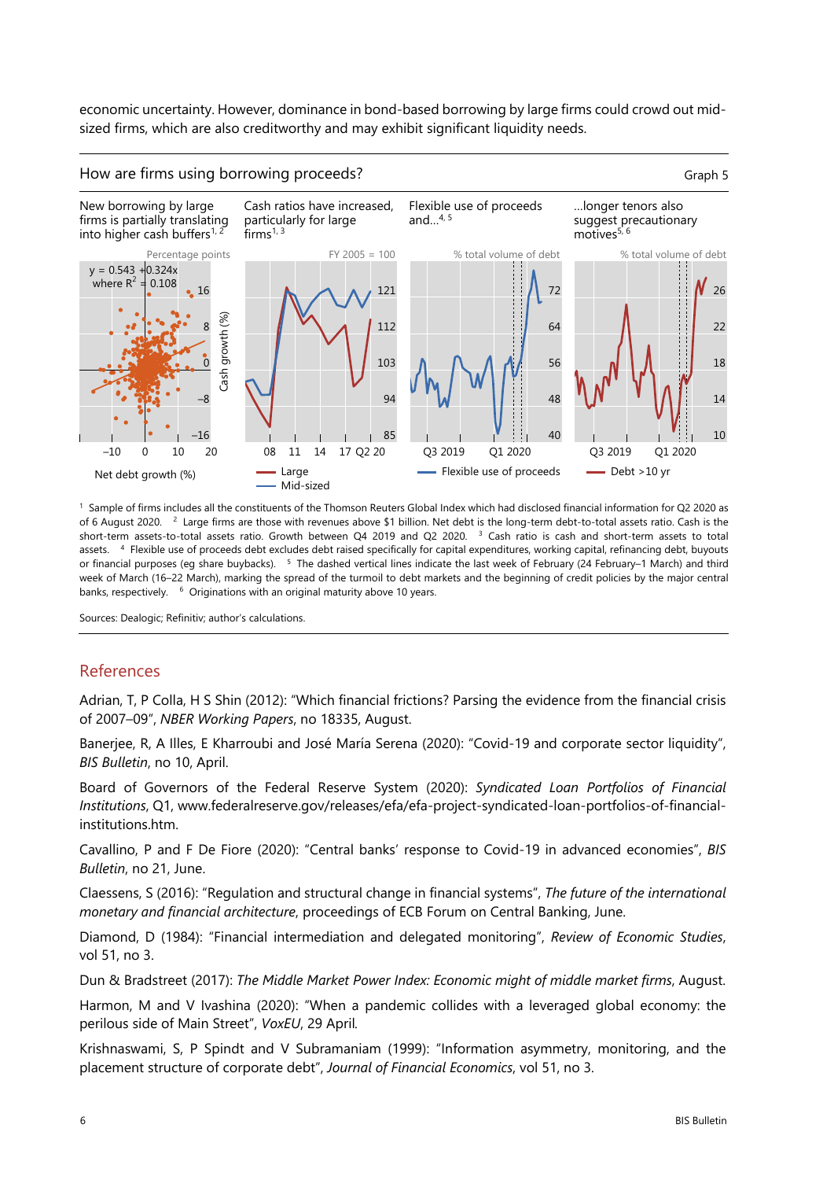economic uncertainty. However, dominance in bond-based borrowing by large firms could crowd out mid-sized firms, which are also creditworthy and may exhibit significant liquidity needs.

How are firms using borrowing proceeds? — Graph 5

New borrowing by large firms is partially translating into higher cash buffers[1, 2]

Percentage points

$y = 0.543 + 0.324x$
where $R^2 = 0.108$

Cash growth (%)

Net debt growth (%)

Cash ratios have increased, particularly for large firms[1, 3]

FY 2005 = 100

Large
Mid-sized

Flexible use of proceeds and...[4, 5]

% total volume of debt

Flexible use of proceeds

...longer tenors also suggest precautionary motives[5, 6]

% total volume of debt

Debt >10 yr

[1] Sample of firms includes all the constituents of the Thomson Reuters Global Index which had disclosed financial information for Q2 2020 as of 6 August 2020. [2] Large firms are those with revenues above \$1 billion. Net debt is the long-term debt-to-total assets ratio. Cash is the short-term assets-to-total assets ratio. Growth between Q4 2019 and Q2 2020. [3] Cash ratio is cash and short-term assets to total assets. [4] Flexible use of proceeds debt excludes debt raised specifically for capital expenditures, working capital, refinancing debt, buyouts or financial purposes (eg share buybacks). [5] The dashed vertical lines indicate the last week of February (24 February–1 March) and third week of March (16–22 March), marking the spread of the turmoil to debt markets and the beginning of credit policies by the major central banks, respectively. [6] Originations with an original maturity above 10 years.

Sources: Dealogic; Refinitiv; author's calculations.

## References

Adrian, T, P Colla, H S Shin (2012): "Which financial frictions? Parsing the evidence from the financial crisis of 2007–09", *NBER Working Papers*, no 18335, August.

Banerjee, R, A Illes, E Kharroubi and José María Serena (2020): "Covid-19 and corporate sector liquidity", *BIS Bulletin*, no 10, April.

Board of Governors of the Federal Reserve System (2020): *Syndicated Loan Portfolios of Financial Institutions*, Q1, www.federalreserve.gov/releases/efa/efa-project-syndicated-loan-portfolios-of-financial-institutions.htm.

Cavallino, P and F De Fiore (2020): "Central banks' response to Covid-19 in advanced economies", *BIS Bulletin*, no 21, June.

Claessens, S (2016): "Regulation and structural change in financial systems", *The future of the international monetary and financial architecture*, proceedings of ECB Forum on Central Banking, June.

Diamond, D (1984): "Financial intermediation and delegated monitoring", *Review of Economic Studies*, vol 51, no 3.

Dun & Bradstreet (2017): *The Middle Market Power Index: Economic might of middle market firms*, August.

Harmon, M and V Ivashina (2020): "When a pandemic collides with a leveraged global economy: the perilous side of Main Street", *VoxEU*, 29 April.

Krishnaswami, S, P Spindt and V Subramaniam (1999): "Information asymmetry, monitoring, and the placement structure of corporate debt", *Journal of Financial Economics*, vol 51, no 3.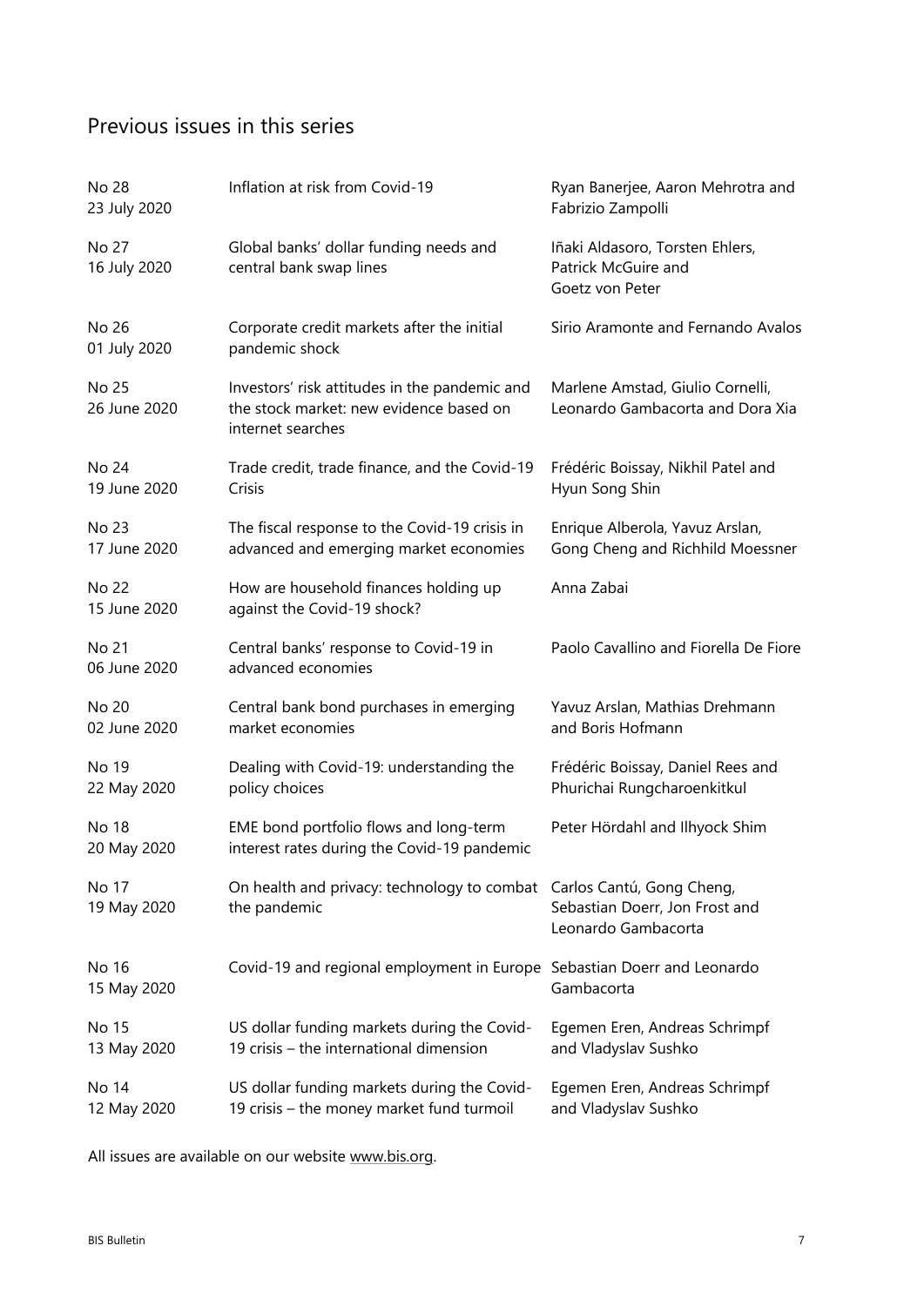## Previous issues in this series

| | | |
|---|---|---|
| No 28<br>23 July 2020 | Inflation at risk from Covid-19 | Ryan Banerjee, Aaron Mehrotra and Fabrizio Zampolli |
| No 27<br>16 July 2020 | Global banks' dollar funding needs and central bank swap lines | Iñaki Aldasoro, Torsten Ehlers, Patrick McGuire and Goetz von Peter |
| No 26<br>01 July 2020 | Corporate credit markets after the initial pandemic shock | Sirio Aramonte and Fernando Avalos |
| No 25<br>26 June 2020 | Investors' risk attitudes in the pandemic and the stock market: new evidence based on internet searches | Marlene Amstad, Giulio Cornelli, Leonardo Gambacorta and Dora Xia |
| No 24<br>19 June 2020 | Trade credit, trade finance, and the Covid-19 Crisis | Frédéric Boissay, Nikhil Patel and Hyun Song Shin |
| No 23<br>17 June 2020 | The fiscal response to the Covid-19 crisis in advanced and emerging market economies | Enrique Alberola, Yavuz Arslan, Gong Cheng and Richhild Moessner |
| No 22<br>15 June 2020 | How are household finances holding up against the Covid-19 shock? | Anna Zabai |
| No 21<br>06 June 2020 | Central banks' response to Covid-19 in advanced economies | Paolo Cavallino and Fiorella De Fiore |
| No 20<br>02 June 2020 | Central bank bond purchases in emerging market economies | Yavuz Arslan, Mathias Drehmann and Boris Hofmann |
| No 19<br>22 May 2020 | Dealing with Covid-19: understanding the policy choices | Frédéric Boissay, Daniel Rees and Phurichai Rungcharoenkitkul |
| No 18<br>20 May 2020 | EME bond portfolio flows and long-term interest rates during the Covid-19 pandemic | Peter Hördahl and Ilhyock Shim |
| No 17<br>19 May 2020 | On health and privacy: technology to combat the pandemic | Carlos Cantú, Gong Cheng, Sebastian Doerr, Jon Frost and Leonardo Gambacorta |
| No 16<br>15 May 2020 | Covid-19 and regional employment in Europe | Sebastian Doerr and Leonardo Gambacorta |
| No 15<br>13 May 2020 | US dollar funding markets during the Covid-19 crisis – the international dimension | Egemen Eren, Andreas Schrimpf and Vladyslav Sushko |
| No 14<br>12 May 2020 | US dollar funding markets during the Covid-19 crisis – the money market fund turmoil | Egemen Eren, Andreas Schrimpf and Vladyslav Sushko |

All issues are available on our website www.bis.org.